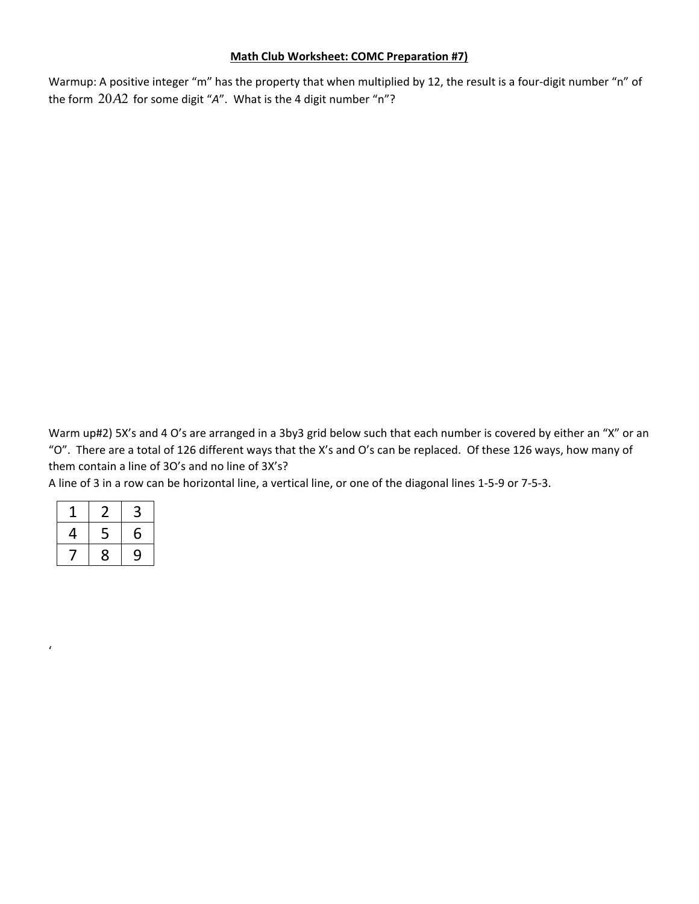**Math Club Worksheet: COMC Preparation #7)**

Warmup: A positive integer "m" has the property that when multiplied by 12, the result is a four-digit number "n" of the form $20A2$ for some digit "*A*". What is the 4 digit number "n"?

Warm up#2) 5X's and 4 O's are arranged in a 3by3 grid below such that each number is covered by either an "X" or an "O". There are a total of 126 different ways that the X's and O's can be replaced. Of these 126 ways, how many of them contain a line of 3O's and no line of 3X's?
A line of 3 in a row can be horizontal line, a vertical line, or one of the diagonal lines 1-5-9 or 7-5-3.

| 1 | 2 | 3 |
|---|---|---|
| 4 | 5 | 6 |
| 7 | 8 | 9 |

'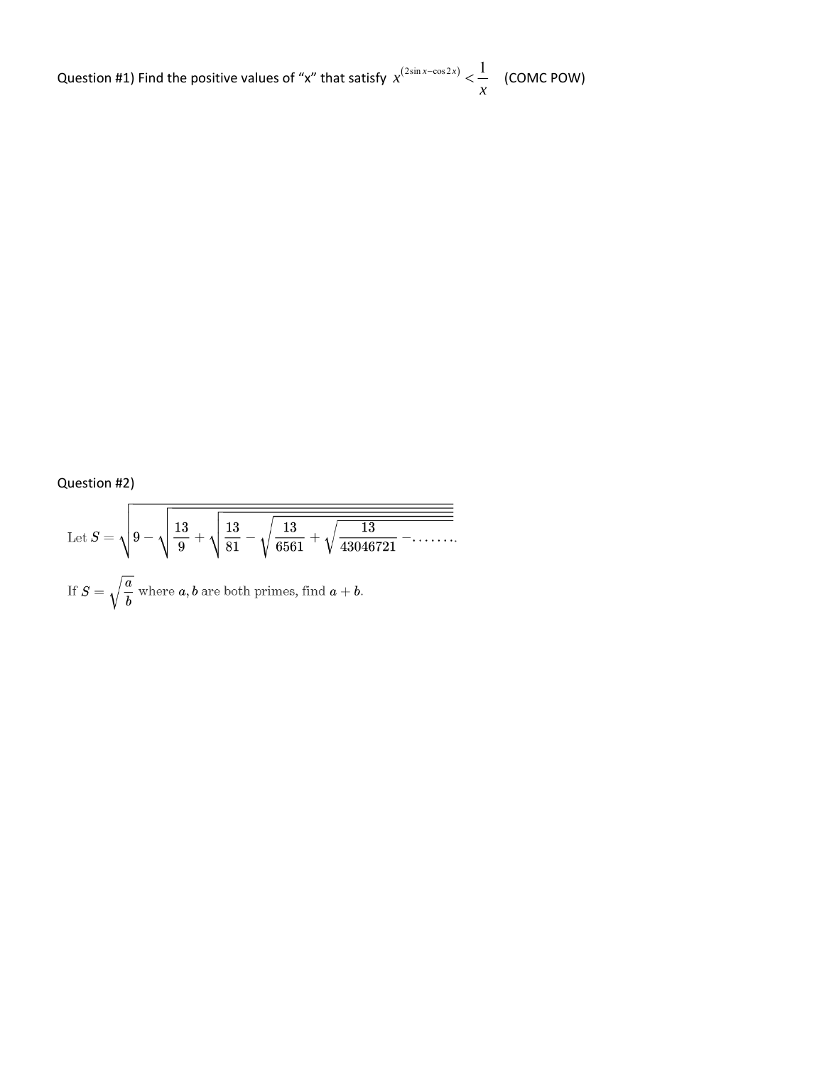Question #1) Find the positive values of "x" that satisfy $x^{(2\sin x - \cos 2x)} < \frac{1}{x}$ (COMC POW)

Question #2)

Let $S = \sqrt{9 - \sqrt{\frac{13}{9} + \sqrt{\frac{13}{81} - \sqrt{\frac{13}{6561} + \sqrt{\frac{13}{43046721} - \ldots\ldots}}}}}$

If $S = \sqrt{\frac{a}{b}}$ where $a, b$ are both primes, find $a + b$.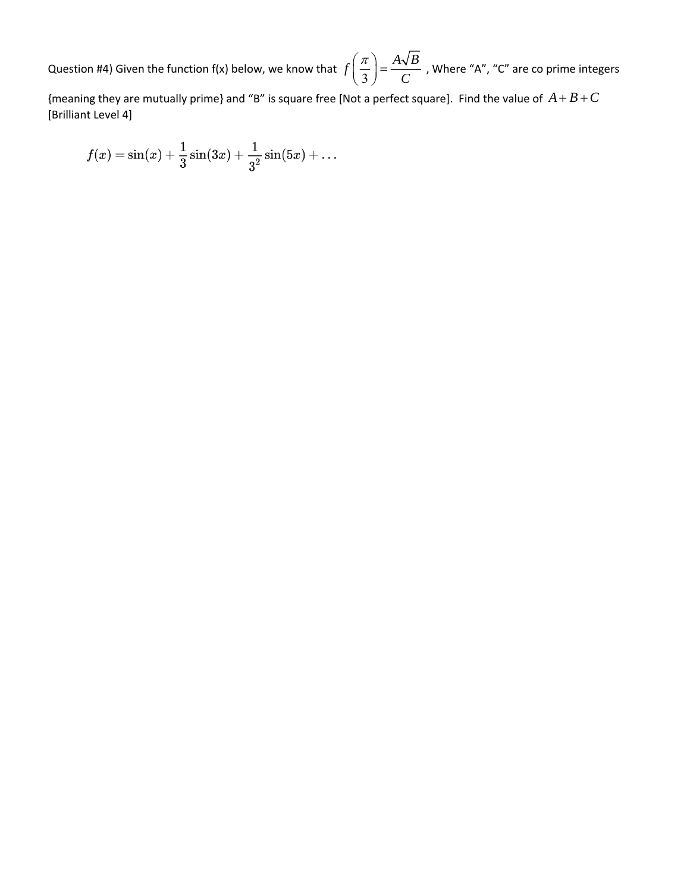Question #4) Given the function f(x) below, we know that $f\left(\frac{\pi}{3}\right)=\frac{A\sqrt{B}}{C}$ , Where "A", "C" are co prime integers {meaning they are mutually prime} and "B" is square free [Not a perfect square]. Find the value of $A+B+C$ [Brilliant Level 4]

$$f(x) = \sin(x) + \frac{1}{3}\sin(3x) + \frac{1}{3^2}\sin(5x) + \ldots$$